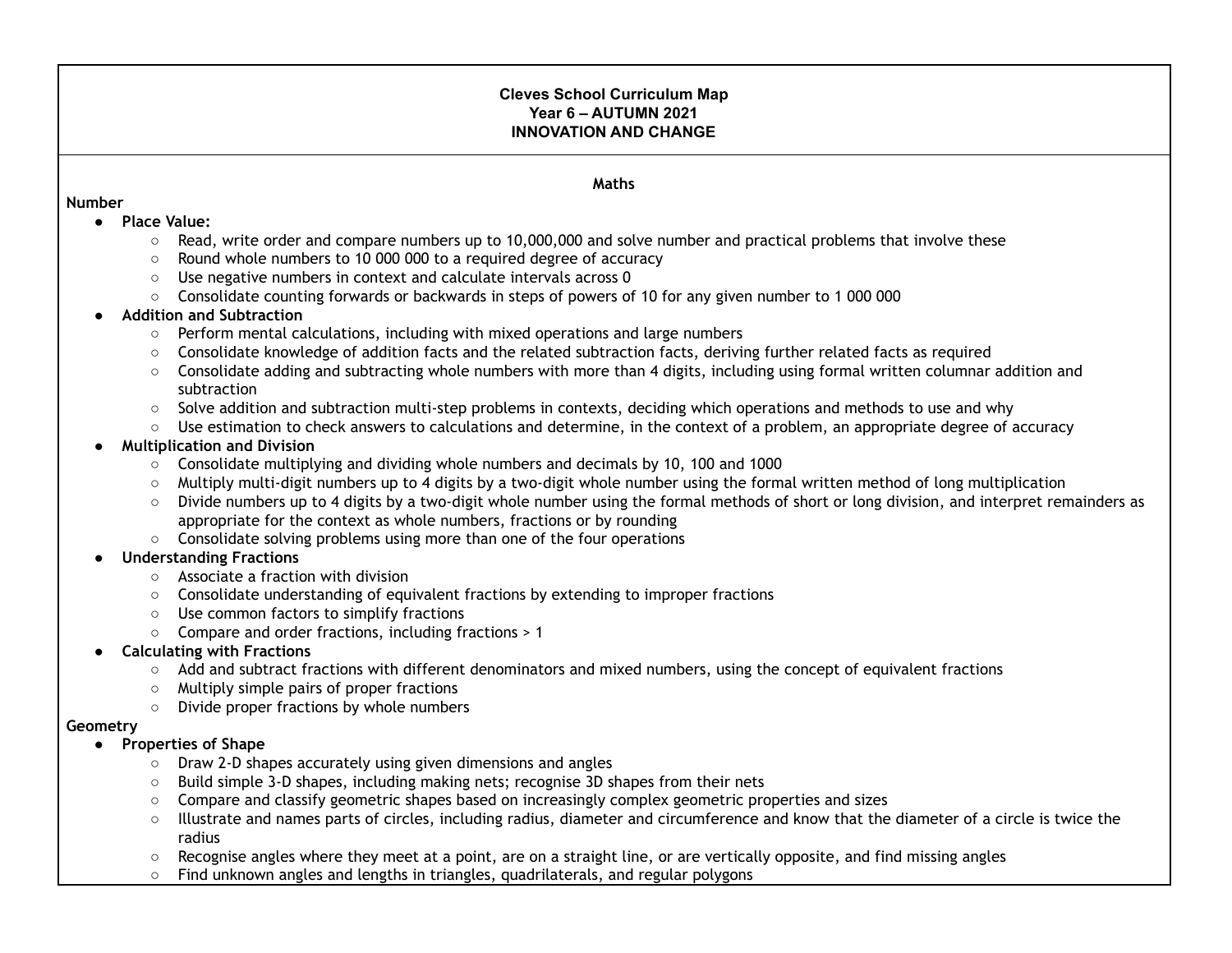**Cleves School Curriculum Map**
**Year 6 – AUTUMN 2021**
**INNOVATION AND CHANGE**

## Maths

**Number**

- **Place Value:**
  - Read, write order and compare numbers up to 10,000,000 and solve number and practical problems that involve these
  - Round whole numbers to 10 000 000 to a required degree of accuracy
  - Use negative numbers in context and calculate intervals across 0
  - Consolidate counting forwards or backwards in steps of powers of 10 for any given number to 1 000 000
- **Addition and Subtraction**
  - Perform mental calculations, including with mixed operations and large numbers
  - Consolidate knowledge of addition facts and the related subtraction facts, deriving further related facts as required
  - Consolidate adding and subtracting whole numbers with more than 4 digits, including using formal written columnar addition and subtraction
  - Solve addition and subtraction multi-step problems in contexts, deciding which operations and methods to use and why
  - Use estimation to check answers to calculations and determine, in the context of a problem, an appropriate degree of accuracy
- **Multiplication and Division**
  - Consolidate multiplying and dividing whole numbers and decimals by 10, 100 and 1000
  - Multiply multi-digit numbers up to 4 digits by a two-digit whole number using the formal written method of long multiplication
  - Divide numbers up to 4 digits by a two-digit whole number using the formal methods of short or long division, and interpret remainders as appropriate for the context as whole numbers, fractions or by rounding
  - Consolidate solving problems using more than one of the four operations
- **Understanding Fractions**
  - Associate a fraction with division
  - Consolidate understanding of equivalent fractions by extending to improper fractions
  - Use common factors to simplify fractions
  - Compare and order fractions, including fractions > 1
- **Calculating with Fractions**
  - Add and subtract fractions with different denominators and mixed numbers, using the concept of equivalent fractions
  - Multiply simple pairs of proper fractions
  - Divide proper fractions by whole numbers

**Geometry**

- **Properties of Shape**
  - Draw 2-D shapes accurately using given dimensions and angles
  - Build simple 3-D shapes, including making nets; recognise 3D shapes from their nets
  - Compare and classify geometric shapes based on increasingly complex geometric properties and sizes
  - Illustrate and names parts of circles, including radius, diameter and circumference and know that the diameter of a circle is twice the radius
  - Recognise angles where they meet at a point, are on a straight line, or are vertically opposite, and find missing angles
  - Find unknown angles and lengths in triangles, quadrilaterals, and regular polygons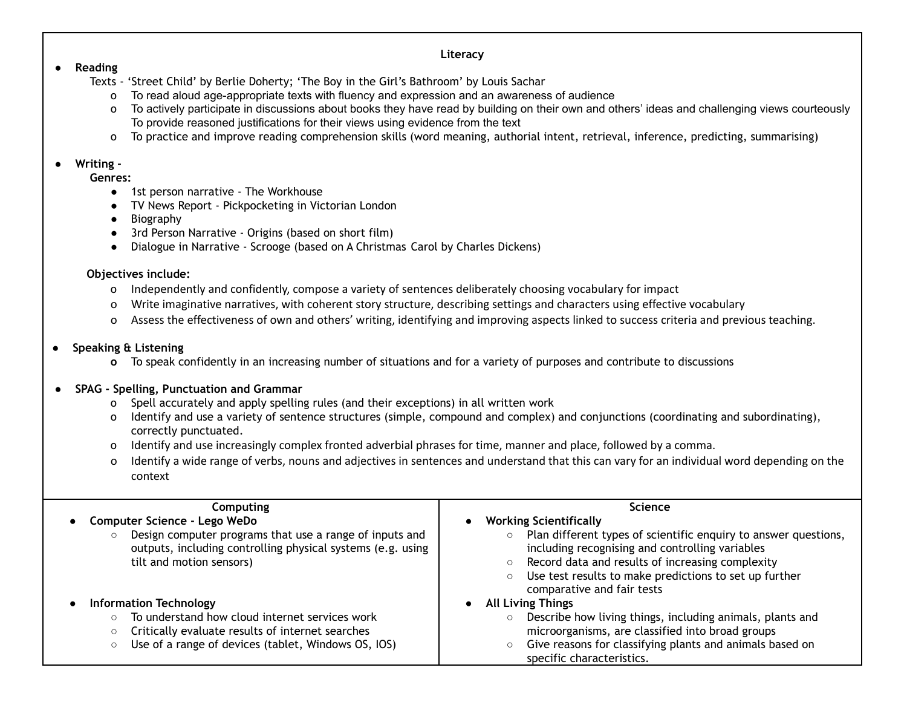## Literacy

- **Reading**

  Texts - 'Street Child' by Berlie Doherty; 'The Boy in the Girl's Bathroom' by Louis Sachar

  - To read aloud age-appropriate texts with fluency and expression and an awareness of audience
  - To actively participate in discussions about books they have read by building on their own and others' ideas and challenging views courteously
    To provide reasoned justifications for their views using evidence from the text
  - To practice and improve reading comprehension skills (word meaning, authorial intent, retrieval, inference, predicting, summarising)

- **Writing -**

  **Genres:**

  - 1st person narrative - The Workhouse
  - TV News Report - Pickpocketing in Victorian London
  - Biography
  - 3rd Person Narrative - Origins (based on short film)
  - Dialogue in Narrative - Scrooge (based on A Christmas Carol by Charles Dickens)

  **Objectives include:**

  - Independently and confidently, compose a variety of sentences deliberately choosing vocabulary for impact
  - Write imaginative narratives, with coherent story structure, describing settings and characters using effective vocabulary
  - Assess the effectiveness of own and others' writing, identifying and improving aspects linked to success criteria and previous teaching.

- **Speaking & Listening**

  - To speak confidently in an increasing number of situations and for a variety of purposes and contribute to discussions

- **SPAG - Spelling, Punctuation and Grammar**

  - Spell accurately and apply spelling rules (and their exceptions) in all written work
  - Identify and use a variety of sentence structures (simple, compound and complex) and conjunctions (coordinating and subordinating), correctly punctuated.
  - Identify and use increasingly complex fronted adverbial phrases for time, manner and place, followed by a comma.
  - Identify a wide range of verbs, nouns and adjectives in sentences and understand that this can vary for an individual word depending on the context

## Computing

- **Computer Science - Lego WeDo**
  - Design computer programs that use a range of inputs and outputs, including controlling physical systems (e.g. using tilt and motion sensors)
- **Information Technology**
  - To understand how cloud internet services work
  - Critically evaluate results of internet searches
  - Use of a range of devices (tablet, Windows OS, IOS)

## Science

- **Working Scientifically**
  - Plan different types of scientific enquiry to answer questions, including recognising and controlling variables
  - Record data and results of increasing complexity
  - Use test results to make predictions to set up further comparative and fair tests
- **All Living Things**
  - Describe how living things, including animals, plants and microorganisms, are classified into broad groups
  - Give reasons for classifying plants and animals based on specific characteristics.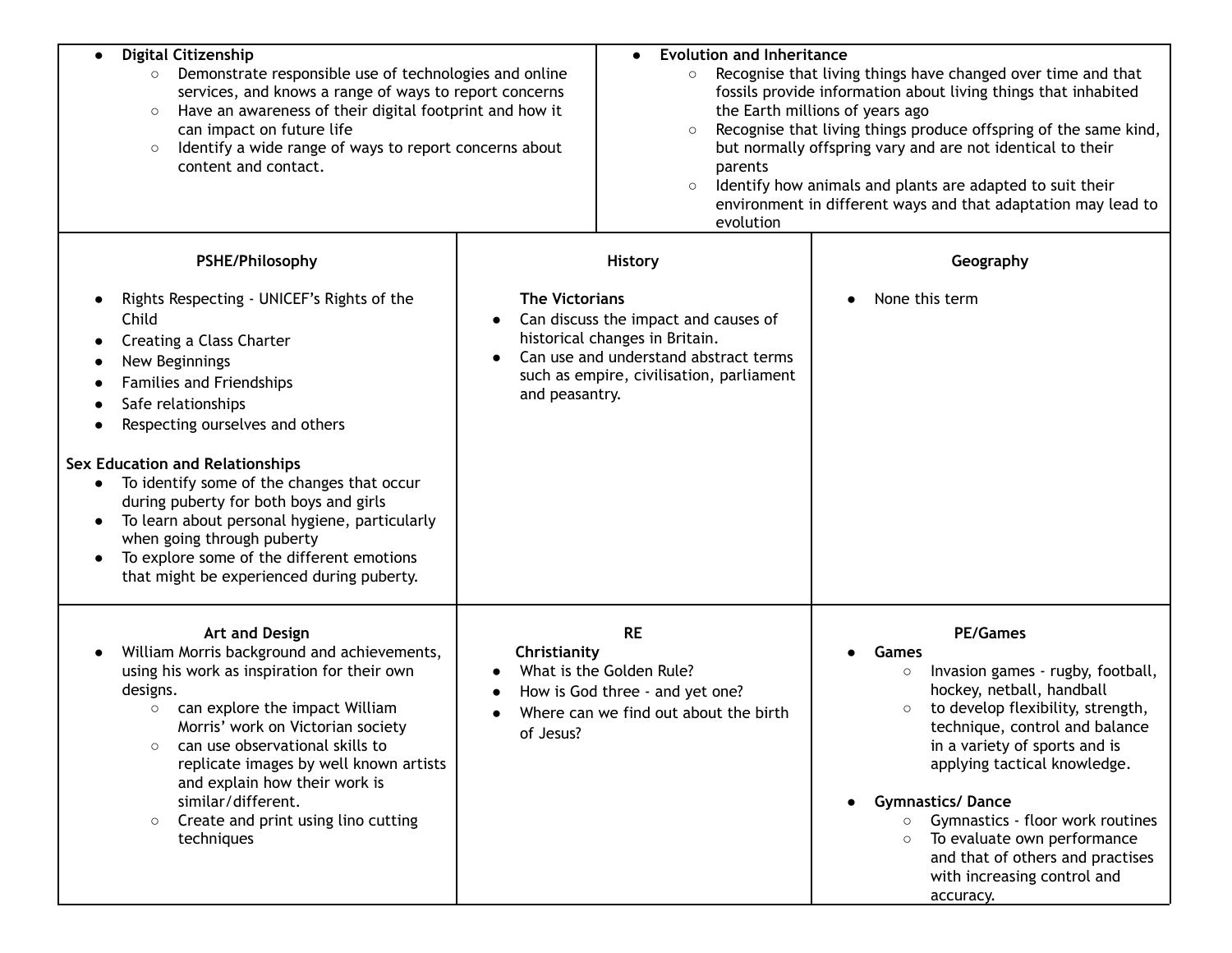- **Digital Citizenship**
  - Demonstrate responsible use of technologies and online services, and knows a range of ways to report concerns
  - Have an awareness of their digital footprint and how it can impact on future life
  - Identify a wide range of ways to report concerns about content and contact.

- **Evolution and Inheritance**
  - Recognise that living things have changed over time and that fossils provide information about living things that inhabited the Earth millions of years ago
  - Recognise that living things produce offspring of the same kind, but normally offspring vary and are not identical to their parents
  - Identify how animals and plants are adapted to suit their environment in different ways and that adaptation may lead to evolution

### PSHE/Philosophy

- Rights Respecting - UNICEF's Rights of the Child
- Creating a Class Charter
- New Beginnings
- Families and Friendships
- Safe relationships
- Respecting ourselves and others

**Sex Education and Relationships**

- To identify some of the changes that occur during puberty for both boys and girls
- To learn about personal hygiene, particularly when going through puberty
- To explore some of the different emotions that might be experienced during puberty.

### History

**The Victorians**

- Can discuss the impact and causes of historical changes in Britain.
- Can use and understand abstract terms such as empire, civilisation, parliament and peasantry.

### Geography

- None this term

### Art and Design

- William Morris background and achievements, using his work as inspiration for their own designs.
  - can explore the impact William Morris' work on Victorian society
  - can use observational skills to replicate images by well known artists and explain how their work is similar/different.
  - Create and print using lino cutting techniques

### RE

**Christianity**

- What is the Golden Rule?
- How is God three - and yet one?
- Where can we find out about the birth of Jesus?

### PE/Games

- **Games**
  - Invasion games - rugby, football, hockey, netball, handball
  - to develop flexibility, strength, technique, control and balance in a variety of sports and is applying tactical knowledge.

- **Gymnastics/ Dance**
  - Gymnastics - floor work routines
  - To evaluate own performance and that of others and practises with increasing control and accuracy.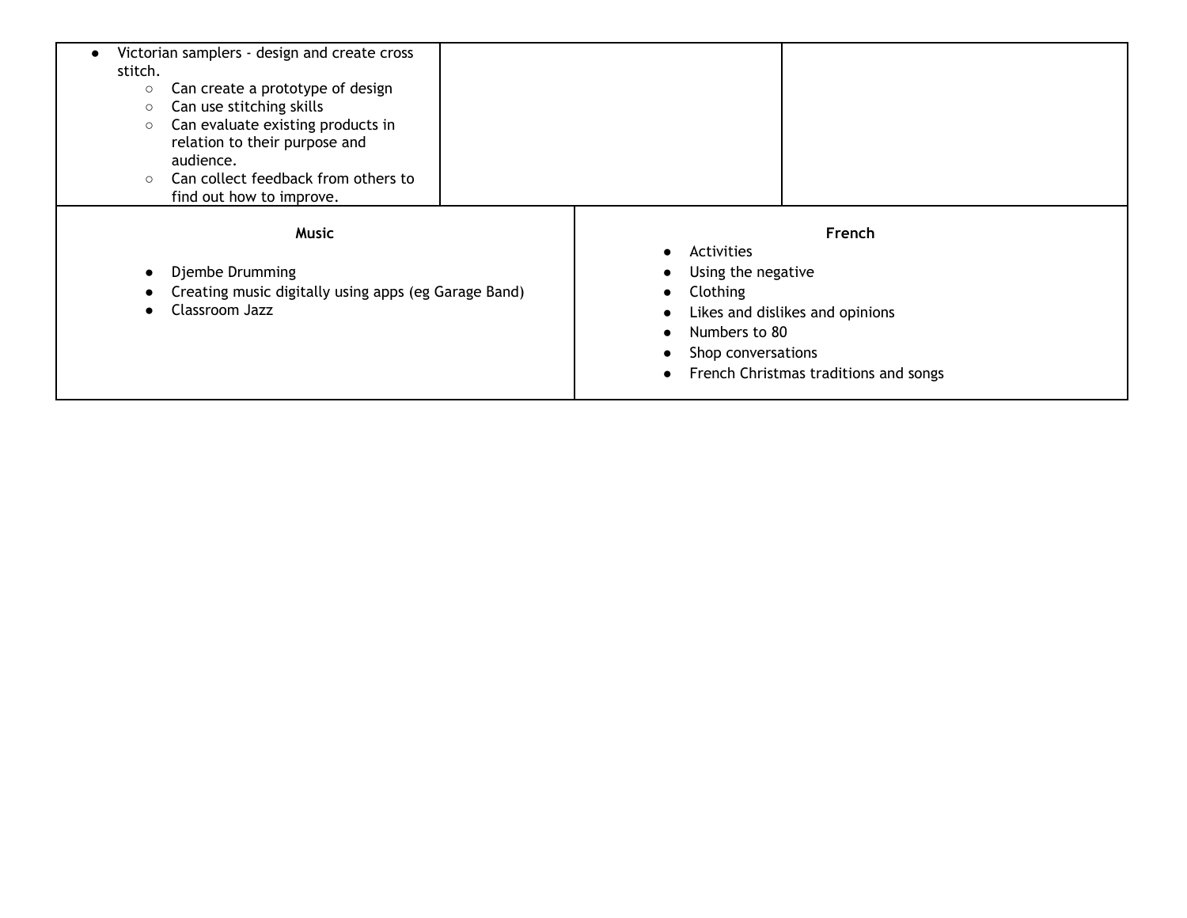| | | |
|---|---|---|
| • Victorian samplers - design and create cross stitch.<br>  ○ Can create a prototype of design<br>  ○ Can use stitching skills<br>  ○ Can evaluate existing products in relation to their purpose and audience.<br>  ○ Can collect feedback from others to find out how to improve. | | |

| **Music** | **French** |
|---|---|
| • Djembe Drumming<br>• Creating music digitally using apps (eg Garage Band)<br>• Classroom Jazz | • Activities<br>• Using the negative<br>• Clothing<br>• Likes and dislikes and opinions<br>• Numbers to 80<br>• Shop conversations<br>• French Christmas traditions and songs |